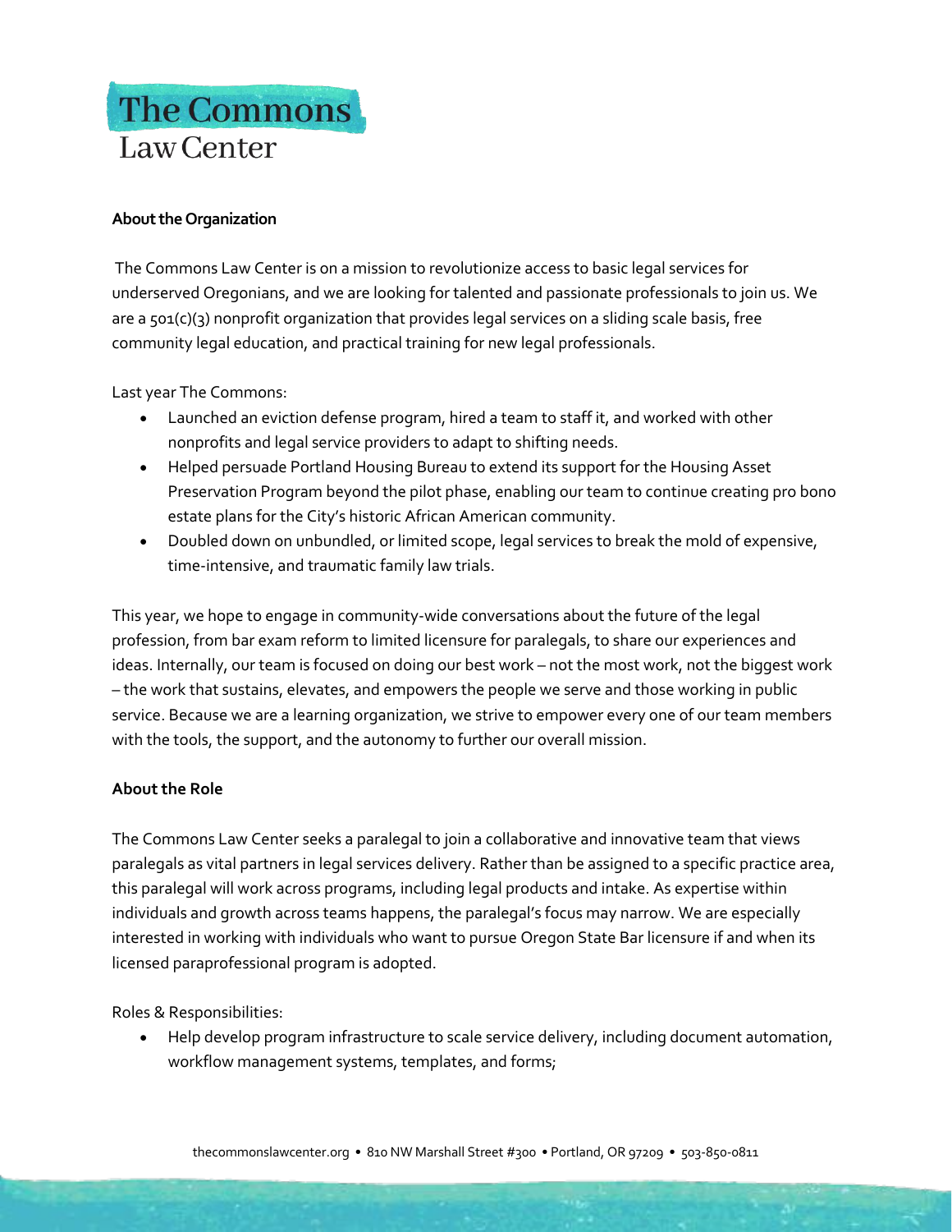# The Commons Law Center

**About the Organization**

The Commons Law Center is on a mission to revolutionize access to basic legal services for underserved Oregonians, and we are looking for talented and passionate professionals to join us. We are a 501(c)(3) nonprofit organization that provides legal services on a sliding scale basis, free community legal education, and practical training for new legal professionals.

Last year The Commons:

- Launched an eviction defense program, hired a team to staff it, and worked with other nonprofits and legal service providers to adapt to shifting needs.
- Helped persuade Portland Housing Bureau to extend its support for the Housing Asset Preservation Program beyond the pilot phase, enabling our team to continue creating pro bono estate plans for the City's historic African American community.
- Doubled down on unbundled, or limited scope, legal services to break the mold of expensive, time-intensive, and traumatic family law trials.

This year, we hope to engage in community-wide conversations about the future of the legal profession, from bar exam reform to limited licensure for paralegals, to share our experiences and ideas. Internally, our team is focused on doing our best work – not the most work, not the biggest work – the work that sustains, elevates, and empowers the people we serve and those working in public service. Because we are a learning organization, we strive to empower every one of our team members with the tools, the support, and the autonomy to further our overall mission.

**About the Role**

The Commons Law Center seeks a paralegal to join a collaborative and innovative team that views paralegals as vital partners in legal services delivery. Rather than be assigned to a specific practice area, this paralegal will work across programs, including legal products and intake. As expertise within individuals and growth across teams happens, the paralegal's focus may narrow. We are especially interested in working with individuals who want to pursue Oregon State Bar licensure if and when its licensed paraprofessional program is adopted.

Roles & Responsibilities:

- Help develop program infrastructure to scale service delivery, including document automation, workflow management systems, templates, and forms;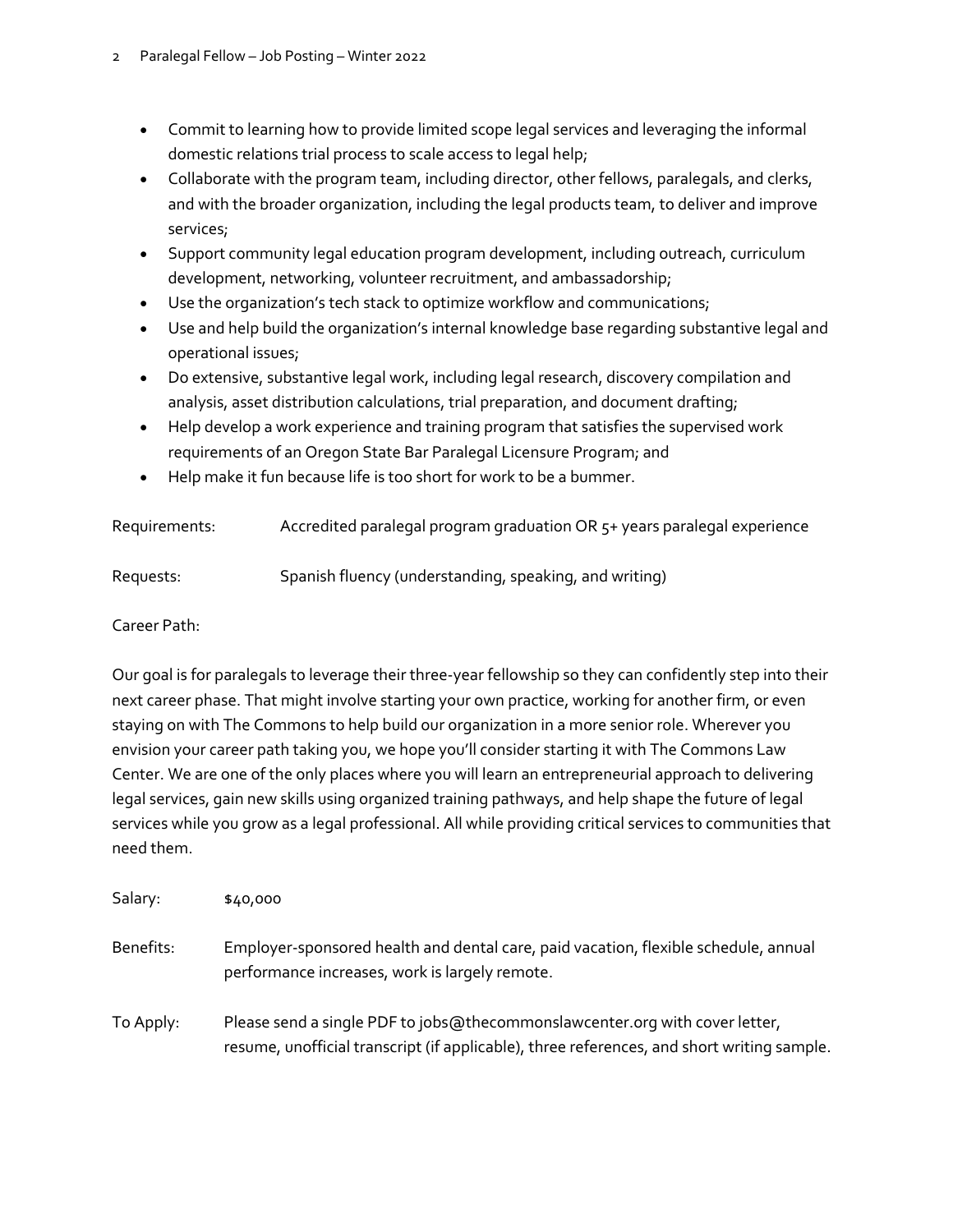- Commit to learning how to provide limited scope legal services and leveraging the informal domestic relations trial process to scale access to legal help;
- Collaborate with the program team, including director, other fellows, paralegals, and clerks, and with the broader organization, including the legal products team, to deliver and improve services;
- Support community legal education program development, including outreach, curriculum development, networking, volunteer recruitment, and ambassadorship;
- Use the organization's tech stack to optimize workflow and communications;
- Use and help build the organization's internal knowledge base regarding substantive legal and operational issues;
- Do extensive, substantive legal work, including legal research, discovery compilation and analysis, asset distribution calculations, trial preparation, and document drafting;
- Help develop a work experience and training program that satisfies the supervised work requirements of an Oregon State Bar Paralegal Licensure Program; and
- Help make it fun because life is too short for work to be a bummer.

Requirements: Accredited paralegal program graduation OR 5+ years paralegal experience

Requests: Spanish fluency (understanding, speaking, and writing)

Career Path:

Our goal is for paralegals to leverage their three-year fellowship so they can confidently step into their next career phase. That might involve starting your own practice, working for another firm, or even staying on with The Commons to help build our organization in a more senior role. Wherever you envision your career path taking you, we hope you'll consider starting it with The Commons Law Center. We are one of the only places where you will learn an entrepreneurial approach to delivering legal services, gain new skills using organized training pathways, and help shape the future of legal services while you grow as a legal professional. All while providing critical services to communities that need them.

Salary: $40,000

Benefits: Employer-sponsored health and dental care, paid vacation, flexible schedule, annual performance increases, work is largely remote.

To Apply: Please send a single PDF to jobs@thecommonslawcenter.org with cover letter, resume, unofficial transcript (if applicable), three references, and short writing sample.